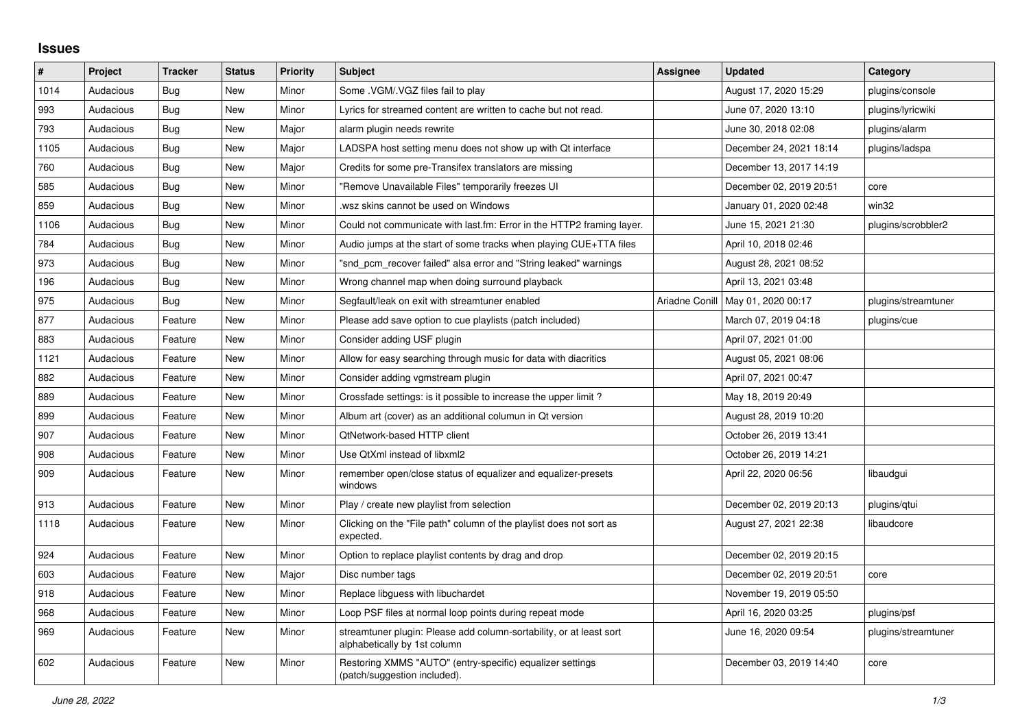## Issues

| # | Project | Tracker | Status | Priority | Subject | Assignee | Updated | Category |
|---|---|---|---|---|---|---|---|---|
| 1014 | Audacious | Bug | New | Minor | Some .VGM/.VGZ files fail to play | | August 17, 2020 15:29 | plugins/console |
| 993 | Audacious | Bug | New | Minor | Lyrics for streamed content are written to cache but not read. | | June 07, 2020 13:10 | plugins/lyricwiki |
| 793 | Audacious | Bug | New | Major | alarm plugin needs rewrite | | June 30, 2018 02:08 | plugins/alarm |
| 1105 | Audacious | Bug | New | Major | LADSPA host setting menu does not show up with Qt interface | | December 24, 2021 18:14 | plugins/ladspa |
| 760 | Audacious | Bug | New | Major | Credits for some pre-Transifex translators are missing | | December 13, 2017 14:19 | |
| 585 | Audacious | Bug | New | Minor | "Remove Unavailable Files" temporarily freezes UI | | December 02, 2019 20:51 | core |
| 859 | Audacious | Bug | New | Minor | .wsz skins cannot be used on Windows | | January 01, 2020 02:48 | win32 |
| 1106 | Audacious | Bug | New | Minor | Could not communicate with last.fm: Error in the HTTP2 framing layer. | | June 15, 2021 21:30 | plugins/scrobbler2 |
| 784 | Audacious | Bug | New | Minor | Audio jumps at the start of some tracks when playing CUE+TTA files | | April 10, 2018 02:46 | |
| 973 | Audacious | Bug | New | Minor | "snd_pcm_recover failed" alsa error and "String leaked" warnings | | August 28, 2021 08:52 | |
| 196 | Audacious | Bug | New | Minor | Wrong channel map when doing surround playback | | April 13, 2021 03:48 | |
| 975 | Audacious | Bug | New | Minor | Segfault/leak on exit with streamtuner enabled | Ariadne Conill | May 01, 2020 00:17 | plugins/streamtuner |
| 877 | Audacious | Feature | New | Minor | Please add save option to cue playlists (patch included) | | March 07, 2019 04:18 | plugins/cue |
| 883 | Audacious | Feature | New | Minor | Consider adding USF plugin | | April 07, 2021 01:00 | |
| 1121 | Audacious | Feature | New | Minor | Allow for easy searching through music for data with diacritics | | August 05, 2021 08:06 | |
| 882 | Audacious | Feature | New | Minor | Consider adding vgmstream plugin | | April 07, 2021 00:47 | |
| 889 | Audacious | Feature | New | Minor | Crossfade settings: is it possible to increase the upper limit ? | | May 18, 2019 20:49 | |
| 899 | Audacious | Feature | New | Minor | Album art (cover) as an additional columun in Qt version | | August 28, 2019 10:20 | |
| 907 | Audacious | Feature | New | Minor | QtNetwork-based HTTP client | | October 26, 2019 13:41 | |
| 908 | Audacious | Feature | New | Minor | Use QtXml instead of libxml2 | | October 26, 2019 14:21 | |
| 909 | Audacious | Feature | New | Minor | remember open/close status of equalizer and equalizer-presets windows | | April 22, 2020 06:56 | libaudgui |
| 913 | Audacious | Feature | New | Minor | Play / create new playlist from selection | | December 02, 2019 20:13 | plugins/qtui |
| 1118 | Audacious | Feature | New | Minor | Clicking on the "File path" column of the playlist does not sort as expected. | | August 27, 2021 22:38 | libaudcore |
| 924 | Audacious | Feature | New | Minor | Option to replace playlist contents by drag and drop | | December 02, 2019 20:15 | |
| 603 | Audacious | Feature | New | Major | Disc number tags | | December 02, 2019 20:51 | core |
| 918 | Audacious | Feature | New | Minor | Replace libguess with libuchardet | | November 19, 2019 05:50 | |
| 968 | Audacious | Feature | New | Minor | Loop PSF files at normal loop points during repeat mode | | April 16, 2020 03:25 | plugins/psf |
| 969 | Audacious | Feature | New | Minor | streamtuner plugin: Please add column-sortability, or at least sort alphabetically by 1st column | | June 16, 2020 09:54 | plugins/streamtuner |
| 602 | Audacious | Feature | New | Minor | Restoring XMMS "AUTO" (entry-specific) equalizer settings (patch/suggestion included). | | December 03, 2019 14:40 | core |

*June 28, 2022*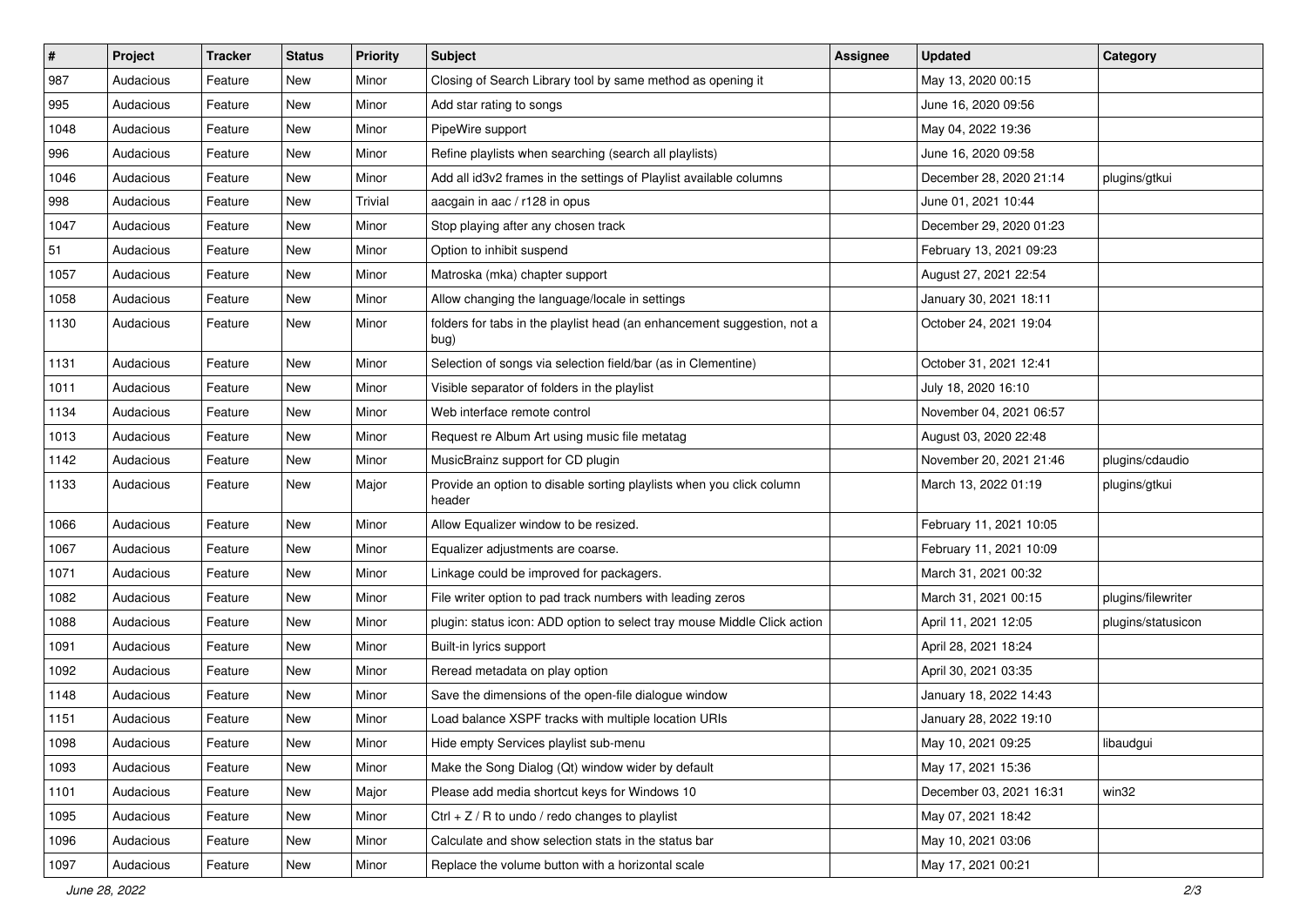| # | Project | Tracker | Status | Priority | Subject | Assignee | Updated | Category |
|---|---|---|---|---|---|---|---|---|
| 987 | Audacious | Feature | New | Minor | Closing of Search Library tool by same method as opening it | | May 13, 2020 00:15 | |
| 995 | Audacious | Feature | New | Minor | Add star rating to songs | | June 16, 2020 09:56 | |
| 1048 | Audacious | Feature | New | Minor | PipeWire support | | May 04, 2022 19:36 | |
| 996 | Audacious | Feature | New | Minor | Refine playlists when searching (search all playlists) | | June 16, 2020 09:58 | |
| 1046 | Audacious | Feature | New | Minor | Add all id3v2 frames in the settings of Playlist available columns | | December 28, 2020 21:14 | plugins/gtkui |
| 998 | Audacious | Feature | New | Trivial | aacgain in aac / r128 in opus | | June 01, 2021 10:44 | |
| 1047 | Audacious | Feature | New | Minor | Stop playing after any chosen track | | December 29, 2020 01:23 | |
| 51 | Audacious | Feature | New | Minor | Option to inhibit suspend | | February 13, 2021 09:23 | |
| 1057 | Audacious | Feature | New | Minor | Matroska (mka) chapter support | | August 27, 2021 22:54 | |
| 1058 | Audacious | Feature | New | Minor | Allow changing the language/locale in settings | | January 30, 2021 18:11 | |
| 1130 | Audacious | Feature | New | Minor | folders for tabs in the playlist head (an enhancement suggestion, not a bug) | | October 24, 2021 19:04 | |
| 1131 | Audacious | Feature | New | Minor | Selection of songs via selection field/bar (as in Clementine) | | October 31, 2021 12:41 | |
| 1011 | Audacious | Feature | New | Minor | Visible separator of folders in the playlist | | July 18, 2020 16:10 | |
| 1134 | Audacious | Feature | New | Minor | Web interface remote control | | November 04, 2021 06:57 | |
| 1013 | Audacious | Feature | New | Minor | Request re Album Art using music file metatag | | August 03, 2020 22:48 | |
| 1142 | Audacious | Feature | New | Minor | MusicBrainz support for CD plugin | | November 20, 2021 21:46 | plugins/cdaudio |
| 1133 | Audacious | Feature | New | Major | Provide an option to disable sorting playlists when you click column header | | March 13, 2022 01:19 | plugins/gtkui |
| 1066 | Audacious | Feature | New | Minor | Allow Equalizer window to be resized. | | February 11, 2021 10:05 | |
| 1067 | Audacious | Feature | New | Minor | Equalizer adjustments are coarse. | | February 11, 2021 10:09 | |
| 1071 | Audacious | Feature | New | Minor | Linkage could be improved for packagers. | | March 31, 2021 00:32 | |
| 1082 | Audacious | Feature | New | Minor | File writer option to pad track numbers with leading zeros | | March 31, 2021 00:15 | plugins/filewriter |
| 1088 | Audacious | Feature | New | Minor | plugin: status icon: ADD option to select tray mouse Middle Click action | | April 11, 2021 12:05 | plugins/statusicon |
| 1091 | Audacious | Feature | New | Minor | Built-in lyrics support | | April 28, 2021 18:24 | |
| 1092 | Audacious | Feature | New | Minor | Reread metadata on play option | | April 30, 2021 03:35 | |
| 1148 | Audacious | Feature | New | Minor | Save the dimensions of the open-file dialogue window | | January 18, 2022 14:43 | |
| 1151 | Audacious | Feature | New | Minor | Load balance XSPF tracks with multiple location URIs | | January 28, 2022 19:10 | |
| 1098 | Audacious | Feature | New | Minor | Hide empty Services playlist sub-menu | | May 10, 2021 09:25 | libaudgui |
| 1093 | Audacious | Feature | New | Minor | Make the Song Dialog (Qt) window wider by default | | May 17, 2021 15:36 | |
| 1101 | Audacious | Feature | New | Major | Please add media shortcut keys for Windows 10 | | December 03, 2021 16:31 | win32 |
| 1095 | Audacious | Feature | New | Minor | Ctrl + Z / R to undo / redo changes to playlist | | May 07, 2021 18:42 | |
| 1096 | Audacious | Feature | New | Minor | Calculate and show selection stats in the status bar | | May 10, 2021 03:06 | |
| 1097 | Audacious | Feature | New | Minor | Replace the volume button with a horizontal scale | | May 17, 2021 00:21 | |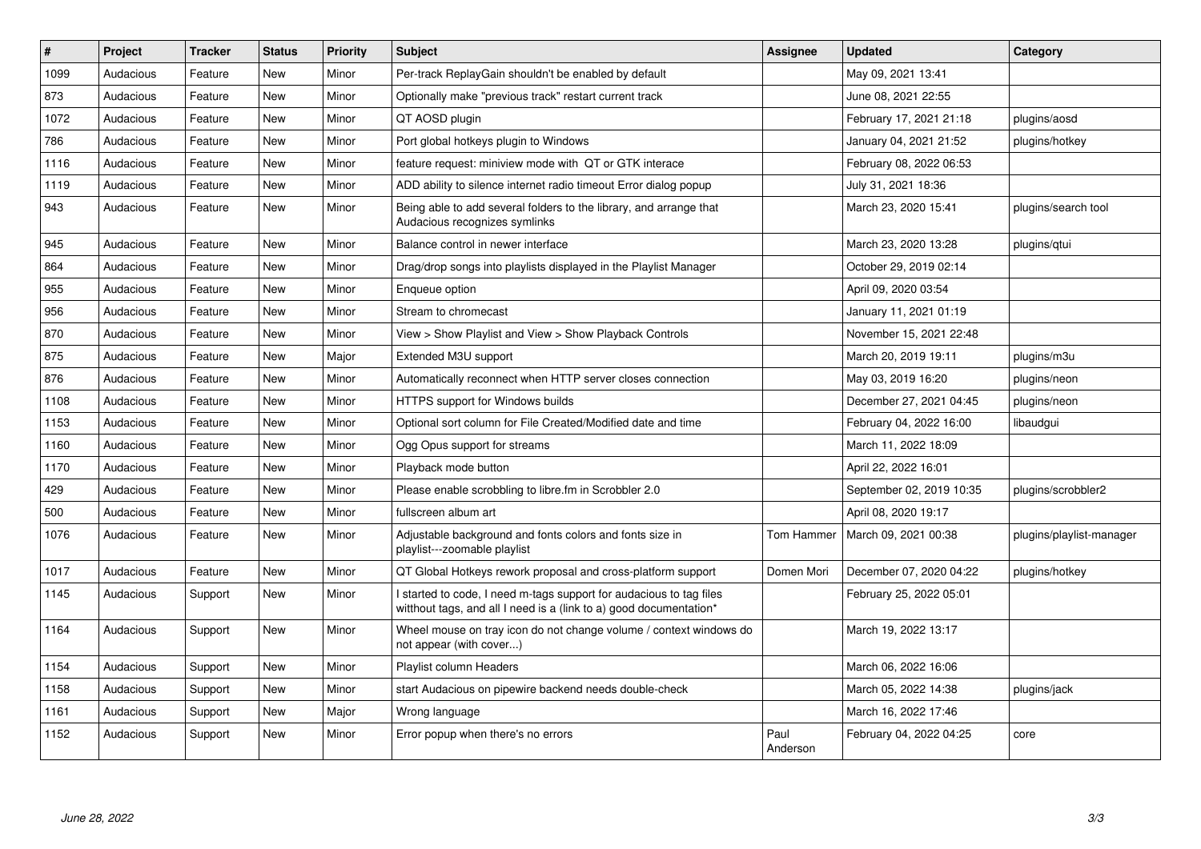| # | Project | Tracker | Status | Priority | Subject | Assignee | Updated | Category |
|---|---|---|---|---|---|---|---|---|
| 1099 | Audacious | Feature | New | Minor | Per-track ReplayGain shouldn't be enabled by default | | May 09, 2021 13:41 | |
| 873 | Audacious | Feature | New | Minor | Optionally make "previous track" restart current track | | June 08, 2021 22:55 | |
| 1072 | Audacious | Feature | New | Minor | QT AOSD plugin | | February 17, 2021 21:18 | plugins/aosd |
| 786 | Audacious | Feature | New | Minor | Port global hotkeys plugin to Windows | | January 04, 2021 21:52 | plugins/hotkey |
| 1116 | Audacious | Feature | New | Minor | feature request: miniview mode with QT or GTK interace | | February 08, 2022 06:53 | |
| 1119 | Audacious | Feature | New | Minor | ADD ability to silence internet radio timeout Error dialog popup | | July 31, 2021 18:36 | |
| 943 | Audacious | Feature | New | Minor | Being able to add several folders to the library, and arrange that Audacious recognizes symlinks | | March 23, 2020 15:41 | plugins/search tool |
| 945 | Audacious | Feature | New | Minor | Balance control in newer interface | | March 23, 2020 13:28 | plugins/qtui |
| 864 | Audacious | Feature | New | Minor | Drag/drop songs into playlists displayed in the Playlist Manager | | October 29, 2019 02:14 | |
| 955 | Audacious | Feature | New | Minor | Enqueue option | | April 09, 2020 03:54 | |
| 956 | Audacious | Feature | New | Minor | Stream to chromecast | | January 11, 2021 01:19 | |
| 870 | Audacious | Feature | New | Minor | View > Show Playlist and View > Show Playback Controls | | November 15, 2021 22:48 | |
| 875 | Audacious | Feature | New | Major | Extended M3U support | | March 20, 2019 19:11 | plugins/m3u |
| 876 | Audacious | Feature | New | Minor | Automatically reconnect when HTTP server closes connection | | May 03, 2019 16:20 | plugins/neon |
| 1108 | Audacious | Feature | New | Minor | HTTPS support for Windows builds | | December 27, 2021 04:45 | plugins/neon |
| 1153 | Audacious | Feature | New | Minor | Optional sort column for File Created/Modified date and time | | February 04, 2022 16:00 | libaudgui |
| 1160 | Audacious | Feature | New | Minor | Ogg Opus support for streams | | March 11, 2022 18:09 | |
| 1170 | Audacious | Feature | New | Minor | Playback mode button | | April 22, 2022 16:01 | |
| 429 | Audacious | Feature | New | Minor | Please enable scrobbling to libre.fm in Scrobbler 2.0 | | September 02, 2019 10:35 | plugins/scrobbler2 |
| 500 | Audacious | Feature | New | Minor | fullscreen album art | | April 08, 2020 19:17 | |
| 1076 | Audacious | Feature | New | Minor | Adjustable background and fonts colors and fonts size in playlist---zoomable playlist | Tom Hammer | March 09, 2021 00:38 | plugins/playlist-manager |
| 1017 | Audacious | Feature | New | Minor | QT Global Hotkeys rework proposal and cross-platform support | Domen Mori | December 07, 2020 04:22 | plugins/hotkey |
| 1145 | Audacious | Support | New | Minor | I started to code, I need m-tags support for audacious to tag files witthout tags, and all I need is a (link to a) good documentation* | | February 25, 2022 05:01 | |
| 1164 | Audacious | Support | New | Minor | Wheel mouse on tray icon do not change volume / context windows do not appear (with cover...) | | March 19, 2022 13:17 | |
| 1154 | Audacious | Support | New | Minor | Playlist column Headers | | March 06, 2022 16:06 | |
| 1158 | Audacious | Support | New | Minor | start Audacious on pipewire backend needs double-check | | March 05, 2022 14:38 | plugins/jack |
| 1161 | Audacious | Support | New | Major | Wrong language | | March 16, 2022 17:46 | |
| 1152 | Audacious | Support | New | Minor | Error popup when there's no errors | Paul Anderson | February 04, 2022 04:25 | core |